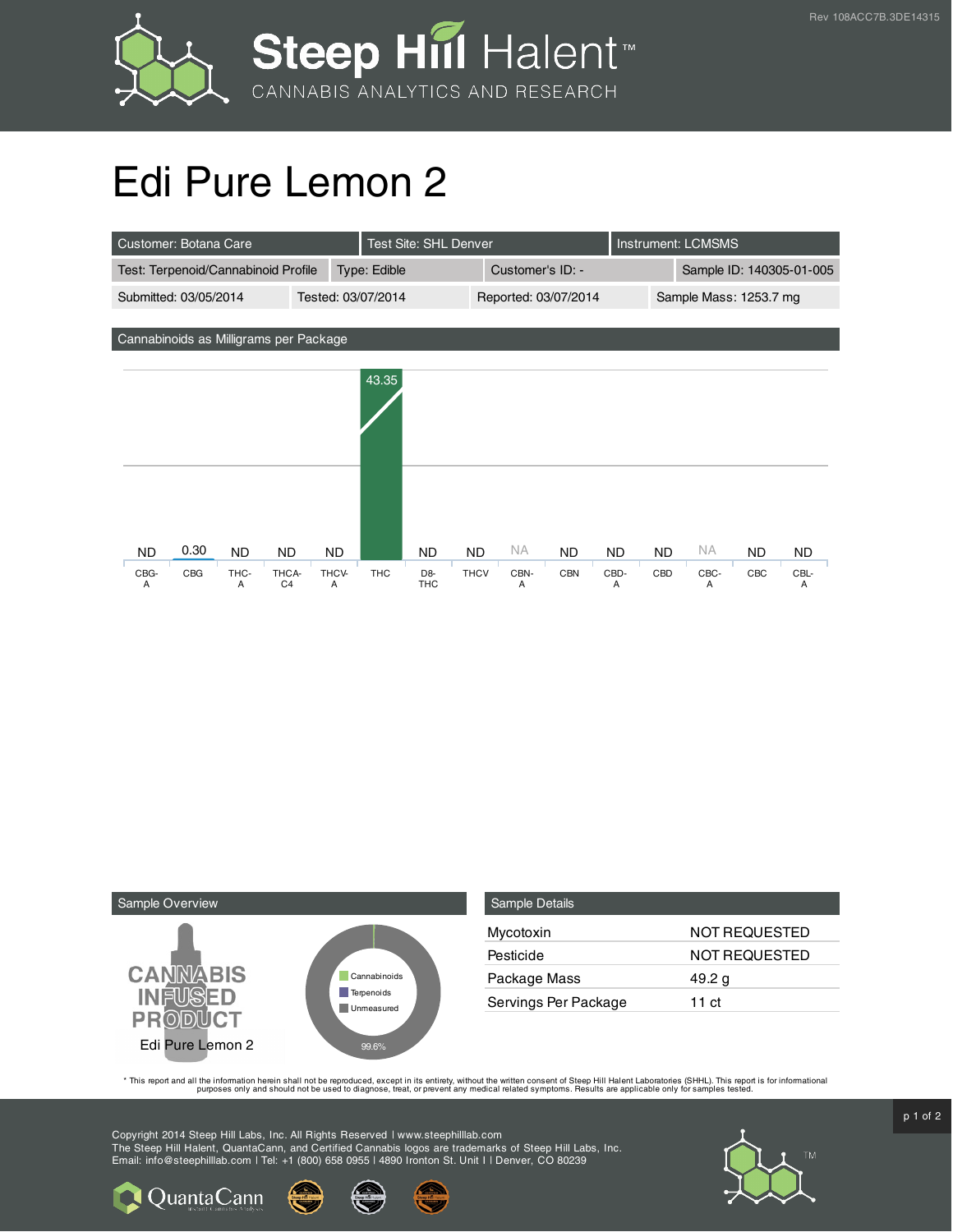# Edi Pure Lemon 2

| Customer: Botana Care | Test Site: SHL Denver | Instrument: LCMSMS | |
|---|---|---|---|
| Test: Terpenoid/Cannabinoid Profile | Type: Edible | Customer's ID: - | Sample ID: 140305-01-005 |
| Submitted: 03/05/2014 | Tested: 03/07/2014 | Reported: 03/07/2014 | Sample Mass: 1253.7 mg |

## Cannabinoids as Milligrams per Package

| CBG-A | CBG | THC-A | THCA-C4 | THCV-A | THC | D8-THC | THCV | CBN-A | CBN | CBD-A | CBD | CBC-A | CBC | CBL-A |
|---|---|---|---|---|---|---|---|---|---|---|---|---|---|---|
| ND | 0.30 | ND | ND | ND | 43.35 | ND | ND | NA | ND | ND | ND | NA | ND | ND |

## Sample Overview

CANNABIS INFUSED PRODUCT

Edi Pure Lemon 2

- Cannabinoids
- Terpenoids
- Unmeasured

99.6%

## Sample Details

| | |
|---|---|
| Mycotoxin | NOT REQUESTED |
| Pesticide | NOT REQUESTED |
| Package Mass | 49.2 g |
| Servings Per Package | 11 ct |

* This report and all the information herein shall not be reproduced, except in its entirety, without the written consent of Steep Hill Halent Laboratories (SHHL). This report is for informational purposes only and should not be used to diagnose, treat, or prevent any medical related symptoms. Results are applicable only for samples tested.

Copyright 2014 Steep Hill Labs, Inc. All Rights Reserved | www.steephilllab.com
The Steep Hill Halent, QuantaCann, and Certified Cannabis logos are trademarks of Steep Hill Labs, Inc.
Email: info@steephilllab.com | Tel: +1 (800) 658 0955 | 4890 Ironton St. Unit I | Denver, CO 80239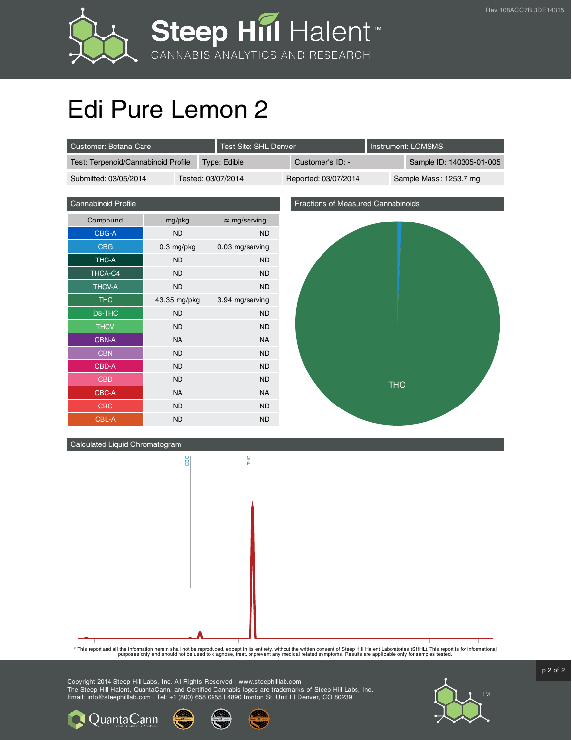# Edi Pure Lemon 2

| | | |
|---|---|---|
| Customer: Botana Care | Test Site: SHL Denver | Instrument: LCMSMS |
| Test: Terpenoid/Cannabinoid Profile | Type: Edible | Customer's ID: - |
| Sample ID: 140305-01-005 | | |
| Submitted: 03/05/2014 | Tested: 03/07/2014 | Reported: 03/07/2014 |
| Sample Mass: 1253.7 mg | | |

## Cannabinoid Profile

| Compound | mg/pkg | ≈ mg/serving |
|---|---|---|
| CBG-A | ND | ND |
| CBG | 0.3 mg/pkg | 0.03 mg/serving |
| THC-A | ND | ND |
| THCA-C4 | ND | ND |
| THCV-A | ND | ND |
| THC | 43.35 mg/pkg | 3.94 mg/serving |
| D8-THC | ND | ND |
| THCV | ND | ND |
| CBN-A | NA | NA |
| CBN | ND | ND |
| CBD-A | ND | ND |
| CBD | ND | ND |
| CBC-A | NA | NA |
| CBC | ND | ND |
| CBL-A | ND | ND |

## Fractions of Measured Cannabinoids

THC

## Calculated Liquid Chromatogram

CBG

THC

* This report and all the information herein shall not be reproduced, except in its entirety, without the written consent of Steep Hill Halent Laboratories (SHHL). This report is for informational purposes only and should not be used to diagnose, treat, or prevent any medical related symptoms. Results are applicable only for samples tested.

Copyright 2014 Steep Hill Labs, Inc. All Rights Reserved | www.steephilllab.com
The Steep Hill Halent, QuantaCann, and Certified Cannabis logos are trademarks of Steep Hill Labs, Inc.
Email: info@steephilllab.com | Tel: +1 (800) 658 0955 | 4890 Ironton St. Unit I | Denver, CO 80239